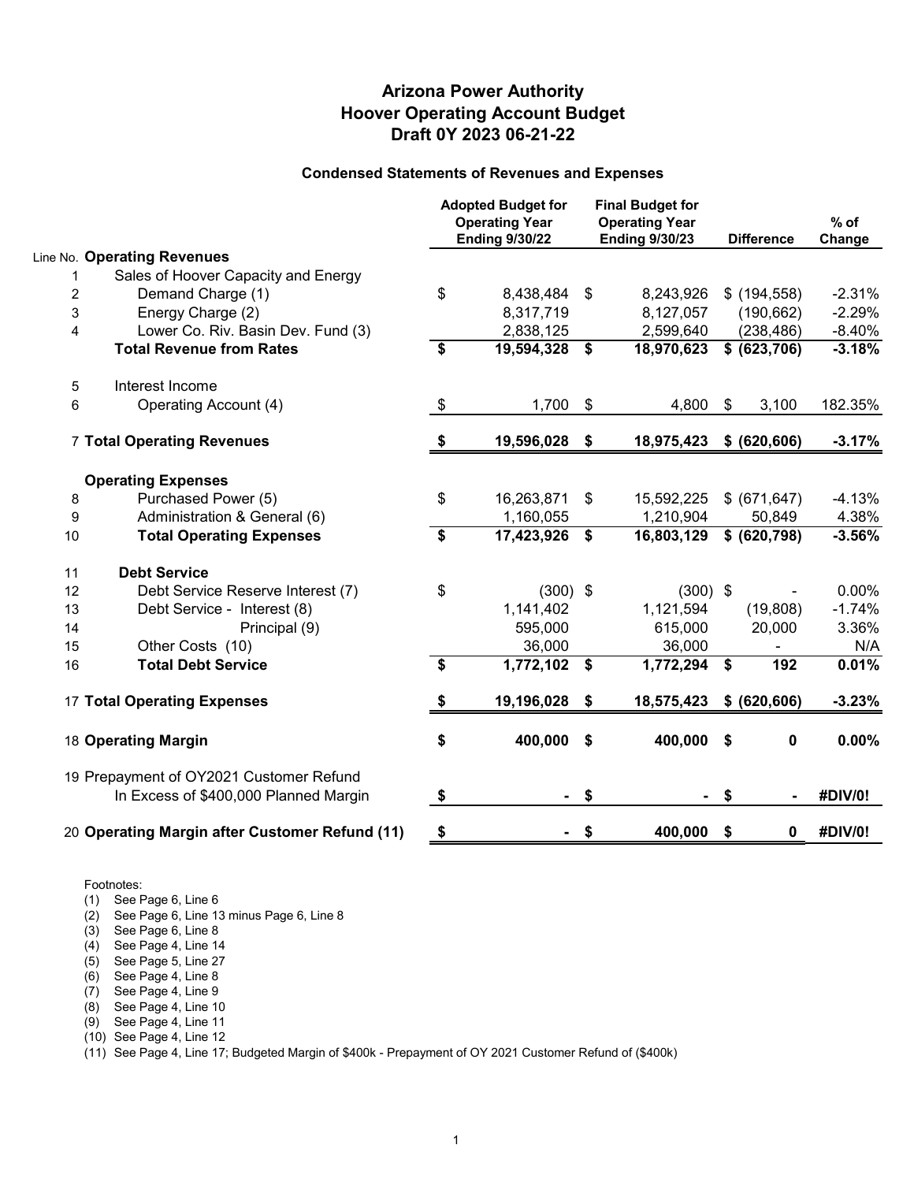# Arizona Power Authority
# Hoover Operating Account Budget
# Draft 0Y 2023 06-21-22

### Condensed Statements of Revenues and Expenses

| Line No. | | Adopted Budget for Operating Year Ending 9/30/22 | Final Budget for Operating Year Ending 9/30/23 | Difference | % of Change |
|---|---|---|---|---|---|
| | **Operating Revenues** | | | | |
| 1 | Sales of Hoover Capacity and Energy | | | | |
| 2 | Demand Charge (1) | $ 8,438,484 | $ 8,243,926 | $ (194,558) | -2.31% |
| 3 | Energy Charge (2) | 8,317,719 | 8,127,057 | (190,662) | -2.29% |
| 4 | Lower Co. Riv. Basin Dev. Fund (3) | 2,838,125 | 2,599,640 | (238,486) | -8.40% |
| | **Total Revenue from Rates** | **$ 19,594,328** | **$ 18,970,623** | **$ (623,706)** | **-3.18%** |
| 5 | Interest Income | | | | |
| 6 | Operating Account (4) | $ 1,700 | $ 4,800 | $ 3,100 | 182.35% |
| 7 | **Total Operating Revenues** | **$ 19,596,028** | **$ 18,975,423** | **$ (620,606)** | **-3.17%** |
| | **Operating Expenses** | | | | |
| 8 | Purchased Power (5) | $ 16,263,871 | $ 15,592,225 | $ (671,647) | -4.13% |
| 9 | Administration & General (6) | 1,160,055 | 1,210,904 | 50,849 | 4.38% |
| 10 | **Total Operating Expenses** | **$ 17,423,926** | **$ 16,803,129** | **$ (620,798)** | **-3.56%** |
| 11 | **Debt Service** | | | | |
| 12 | Debt Service Reserve Interest (7) | $ (300) | $ (300) | $ - | 0.00% |
| 13 | Debt Service - Interest (8) | 1,141,402 | 1,121,594 | (19,808) | -1.74% |
| 14 | Principal (9) | 595,000 | 615,000 | 20,000 | 3.36% |
| 15 | Other Costs (10) | 36,000 | 36,000 | - | N/A |
| 16 | **Total Debt Service** | **$ 1,772,102** | **$ 1,772,294** | **$ 192** | **0.01%** |
| 17 | **Total Operating Expenses** | **$ 19,196,028** | **$ 18,575,423** | **$ (620,606)** | **-3.23%** |
| 18 | **Operating Margin** | **$ 400,000** | **$ 400,000** | **$ 0** | **0.00%** |
| 19 | Prepayment of OY2021 Customer Refund In Excess of $400,000 Planned Margin | $ - | $ - | $ - | #DIV/0! |
| 20 | **Operating Margin after Customer Refund (11)** | **$ -** | **$ 400,000** | **$ 0** | **#DIV/0!** |

Footnotes:
(1) See Page 6, Line 6
(2) See Page 6, Line 13 minus Page 6, Line 8
(3) See Page 6, Line 8
(4) See Page 4, Line 14
(5) See Page 5, Line 27
(6) See Page 4, Line 8
(7) See Page 4, Line 9
(8) See Page 4, Line 10
(9) See Page 4, Line 11
(10) See Page 4, Line 12
(11) See Page 4, Line 17; Budgeted Margin of $400k - Prepayment of OY 2021 Customer Refund of ($400k)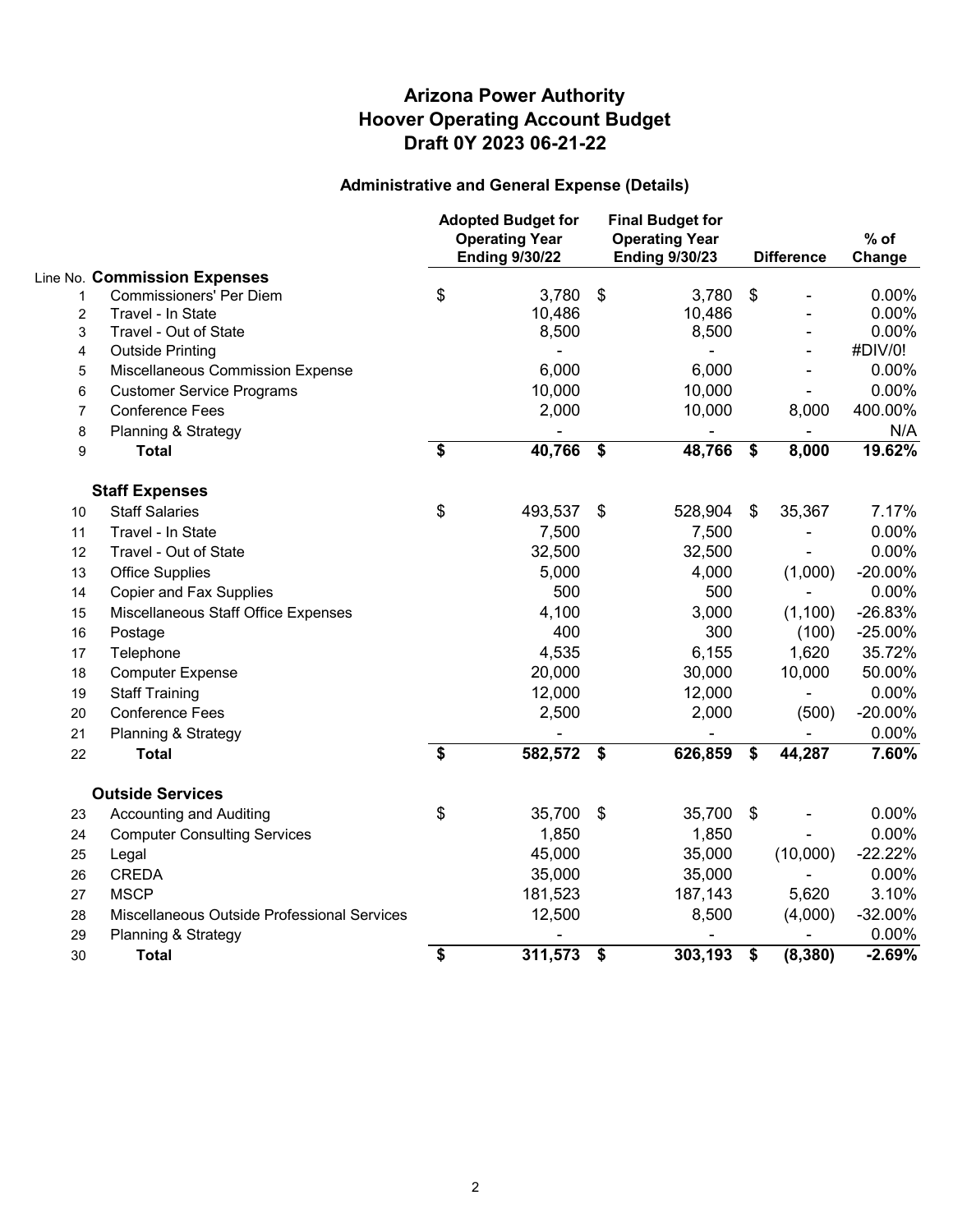# Arizona Power Authority
# Hoover Operating Account Budget
# Draft 0Y 2023 06-21-22

## Administrative and General Expense (Details)

| Line No. | | Adopted Budget for Operating Year Ending 9/30/22 | Final Budget for Operating Year Ending 9/30/23 | Difference | % of Change |
|---|---|---|---|---|---|
| | **Commission Expenses** | | | | |
| 1 | Commissioners' Per Diem | $ 3,780 | $ 3,780 | $ - | 0.00% |
| 2 | Travel - In State | 10,486 | 10,486 | - | 0.00% |
| 3 | Travel - Out of State | 8,500 | 8,500 | - | 0.00% |
| 4 | Outside Printing | - | - | - | #DIV/0! |
| 5 | Miscellaneous Commission Expense | 6,000 | 6,000 | - | 0.00% |
| 6 | Customer Service Programs | 10,000 | 10,000 | - | 0.00% |
| 7 | Conference Fees | 2,000 | 10,000 | 8,000 | 400.00% |
| 8 | Planning & Strategy | - | - | - | N/A |
| 9 | **Total** | **$ 40,766** | **$ 48,766** | **$ 8,000** | **19.62%** |
| | **Staff Expenses** | | | | |
| 10 | Staff Salaries | $ 493,537 | $ 528,904 | $ 35,367 | 7.17% |
| 11 | Travel - In State | 7,500 | 7,500 | - | 0.00% |
| 12 | Travel - Out of State | 32,500 | 32,500 | - | 0.00% |
| 13 | Office Supplies | 5,000 | 4,000 | (1,000) | -20.00% |
| 14 | Copier and Fax Supplies | 500 | 500 | - | 0.00% |
| 15 | Miscellaneous Staff Office Expenses | 4,100 | 3,000 | (1,100) | -26.83% |
| 16 | Postage | 400 | 300 | (100) | -25.00% |
| 17 | Telephone | 4,535 | 6,155 | 1,620 | 35.72% |
| 18 | Computer Expense | 20,000 | 30,000 | 10,000 | 50.00% |
| 19 | Staff Training | 12,000 | 12,000 | - | 0.00% |
| 20 | Conference Fees | 2,500 | 2,000 | (500) | -20.00% |
| 21 | Planning & Strategy | - | - | - | 0.00% |
| 22 | **Total** | **$ 582,572** | **$ 626,859** | **$ 44,287** | **7.60%** |
| | **Outside Services** | | | | |
| 23 | Accounting and Auditing | $ 35,700 | $ 35,700 | $ - | 0.00% |
| 24 | Computer Consulting Services | 1,850 | 1,850 | - | 0.00% |
| 25 | Legal | 45,000 | 35,000 | (10,000) | -22.22% |
| 26 | CREDA | 35,000 | 35,000 | - | 0.00% |
| 27 | MSCP | 181,523 | 187,143 | 5,620 | 3.10% |
| 28 | Miscellaneous Outside Professional Services | 12,500 | 8,500 | (4,000) | -32.00% |
| 29 | Planning & Strategy | - | - | - | 0.00% |
| 30 | **Total** | **$ 311,573** | **$ 303,193** | **$ (8,380)** | **-2.69%** |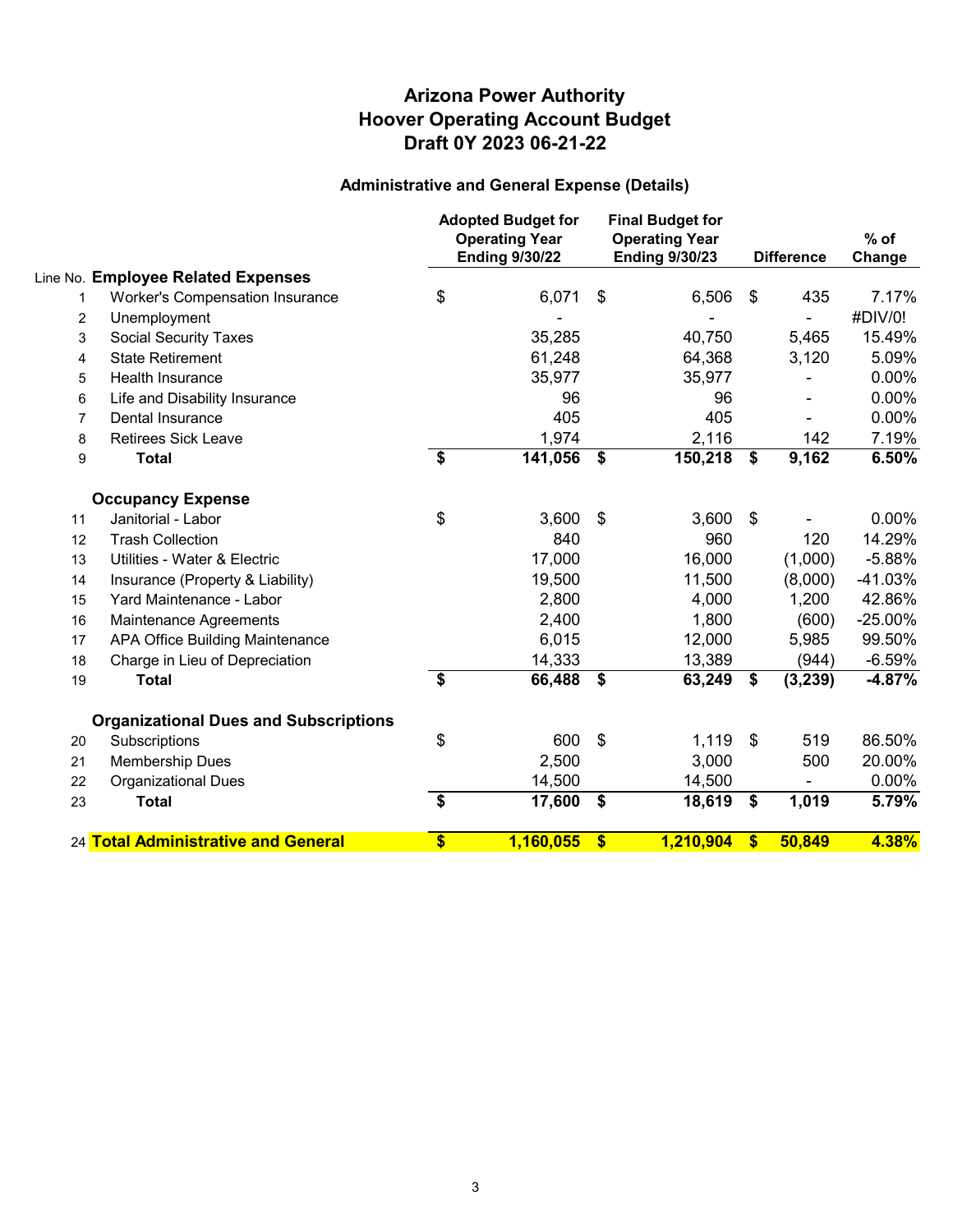# Arizona Power Authority
# Hoover Operating Account Budget
# Draft 0Y 2023 06-21-22

## Administrative and General Expense (Details)

| Line No. | | Adopted Budget for Operating Year Ending 9/30/22 | Final Budget for Operating Year Ending 9/30/23 | Difference | % of Change |
|---|---|---|---|---|---|
| | **Employee Related Expenses** | | | | |
| 1 | Worker's Compensation Insurance | $ 6,071 | $ 6,506 | $ 435 | 7.17% |
| 2 | Unemployment | - | - | - | #DIV/0! |
| 3 | Social Security Taxes | 35,285 | 40,750 | 5,465 | 15.49% |
| 4 | State Retirement | 61,248 | 64,368 | 3,120 | 5.09% |
| 5 | Health Insurance | 35,977 | 35,977 | - | 0.00% |
| 6 | Life and Disability Insurance | 96 | 96 | - | 0.00% |
| 7 | Dental Insurance | 405 | 405 | - | 0.00% |
| 8 | Retirees Sick Leave | 1,974 | 2,116 | 142 | 7.19% |
| 9 | **Total** | **$ 141,056** | **$ 150,218** | **$ 9,162** | **6.50%** |
| | **Occupancy Expense** | | | | |
| 11 | Janitorial - Labor | $ 3,600 | $ 3,600 | $ - | 0.00% |
| 12 | Trash Collection | 840 | 960 | 120 | 14.29% |
| 13 | Utilities - Water & Electric | 17,000 | 16,000 | (1,000) | -5.88% |
| 14 | Insurance (Property & Liability) | 19,500 | 11,500 | (8,000) | -41.03% |
| 15 | Yard Maintenance - Labor | 2,800 | 4,000 | 1,200 | 42.86% |
| 16 | Maintenance Agreements | 2,400 | 1,800 | (600) | -25.00% |
| 17 | APA Office Building Maintenance | 6,015 | 12,000 | 5,985 | 99.50% |
| 18 | Charge in Lieu of Depreciation | 14,333 | 13,389 | (944) | -6.59% |
| 19 | **Total** | **$ 66,488** | **$ 63,249** | **$ (3,239)** | **-4.87%** |
| | **Organizational Dues and Subscriptions** | | | | |
| 20 | Subscriptions | $ 600 | $ 1,119 | $ 519 | 86.50% |
| 21 | Membership Dues | 2,500 | 3,000 | 500 | 20.00% |
| 22 | Organizational Dues | 14,500 | 14,500 | - | 0.00% |
| 23 | **Total** | **$ 17,600** | **$ 18,619** | **$ 1,019** | **5.79%** |
| 24 | **Total Administrative and General** | **$ 1,160,055** | **$ 1,210,904** | **$ 50,849** | **4.38%** |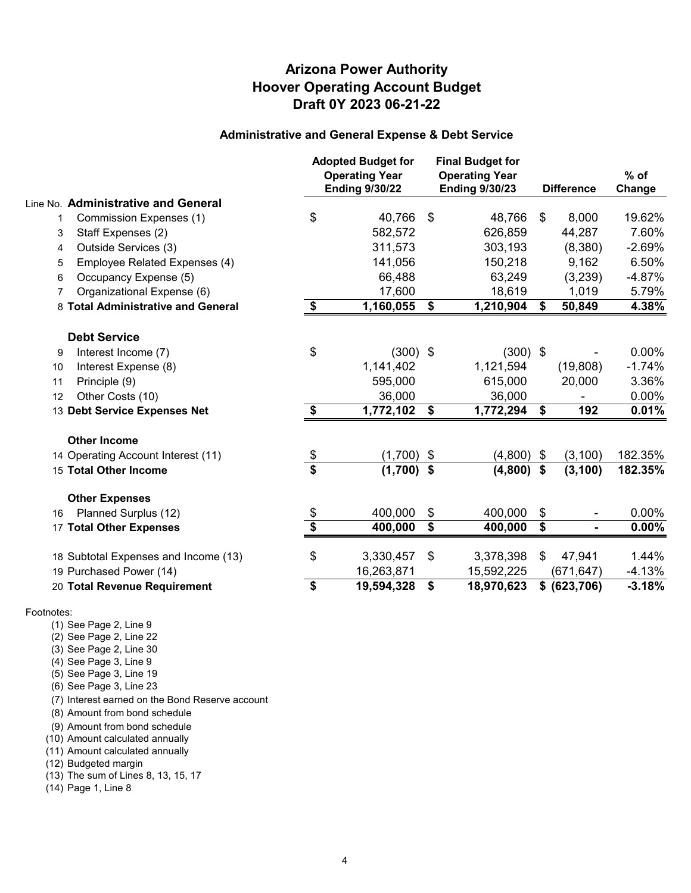# Arizona Power Authority
# Hoover Operating Account Budget
# Draft 0Y 2023 06-21-22

### Administrative and General Expense & Debt Service

| Line No. | | Adopted Budget for Operating Year Ending 9/30/22 | Final Budget for Operating Year Ending 9/30/23 | Difference | % of Change |
|---|---|---|---|---|---|
| | **Administrative and General** | | | | |
| 1 | Commission Expenses (1) | $ 40,766 | $ 48,766 | $ 8,000 | 19.62% |
| 3 | Staff Expenses (2) | 582,572 | 626,859 | 44,287 | 7.60% |
| 4 | Outside Services (3) | 311,573 | 303,193 | (8,380) | -2.69% |
| 5 | Employee Related Expenses (4) | 141,056 | 150,218 | 9,162 | 6.50% |
| 6 | Occupancy Expense (5) | 66,488 | 63,249 | (3,239) | -4.87% |
| 7 | Organizational Expense (6) | 17,600 | 18,619 | 1,019 | 5.79% |
| 8 | **Total Administrative and General** | **$ 1,160,055** | **$ 1,210,904** | **$ 50,849** | **4.38%** |
| | **Debt Service** | | | | |
| 9 | Interest Income (7) | $ (300) | $ (300) | $ - | 0.00% |
| 10 | Interest Expense (8) | 1,141,402 | 1,121,594 | (19,808) | -1.74% |
| 11 | Principle (9) | 595,000 | 615,000 | 20,000 | 3.36% |
| 12 | Other Costs (10) | 36,000 | 36,000 | - | 0.00% |
| 13 | **Debt Service Expenses Net** | **$ 1,772,102** | **$ 1,772,294** | **$ 192** | **0.01%** |
| | **Other Income** | | | | |
| 14 | Operating Account Interest (11) | $ (1,700) | $ (4,800) | $ (3,100) | 182.35% |
| 15 | **Total Other Income** | **$ (1,700)** | **$ (4,800)** | **$ (3,100)** | **182.35%** |
| | **Other Expenses** | | | | |
| 16 | Planned Surplus (12) | $ 400,000 | $ 400,000 | $ - | 0.00% |
| 17 | **Total Other Expenses** | **$ 400,000** | **$ 400,000** | **$ -** | **0.00%** |
| 18 | Subtotal Expenses and Income (13) | $ 3,330,457 | $ 3,378,398 | $ 47,941 | 1.44% |
| 19 | Purchased Power (14) | 16,263,871 | 15,592,225 | (671,647) | -4.13% |
| 20 | **Total Revenue Requirement** | **$ 19,594,328** | **$ 18,970,623** | **$ (623,706)** | **-3.18%** |

Footnotes:

(1) See Page 2, Line 9
(2) See Page 2, Line 22
(3) See Page 2, Line 30
(4) See Page 3, Line 9
(5) See Page 3, Line 19
(6) See Page 3, Line 23
(7) Interest earned on the Bond Reserve account
(8) Amount from bond schedule
(9) Amount from bond schedule
(10) Amount calculated annually
(11) Amount calculated annually
(12) Budgeted margin
(13) The sum of Lines 8, 13, 15, 17
(14) Page 1, Line 8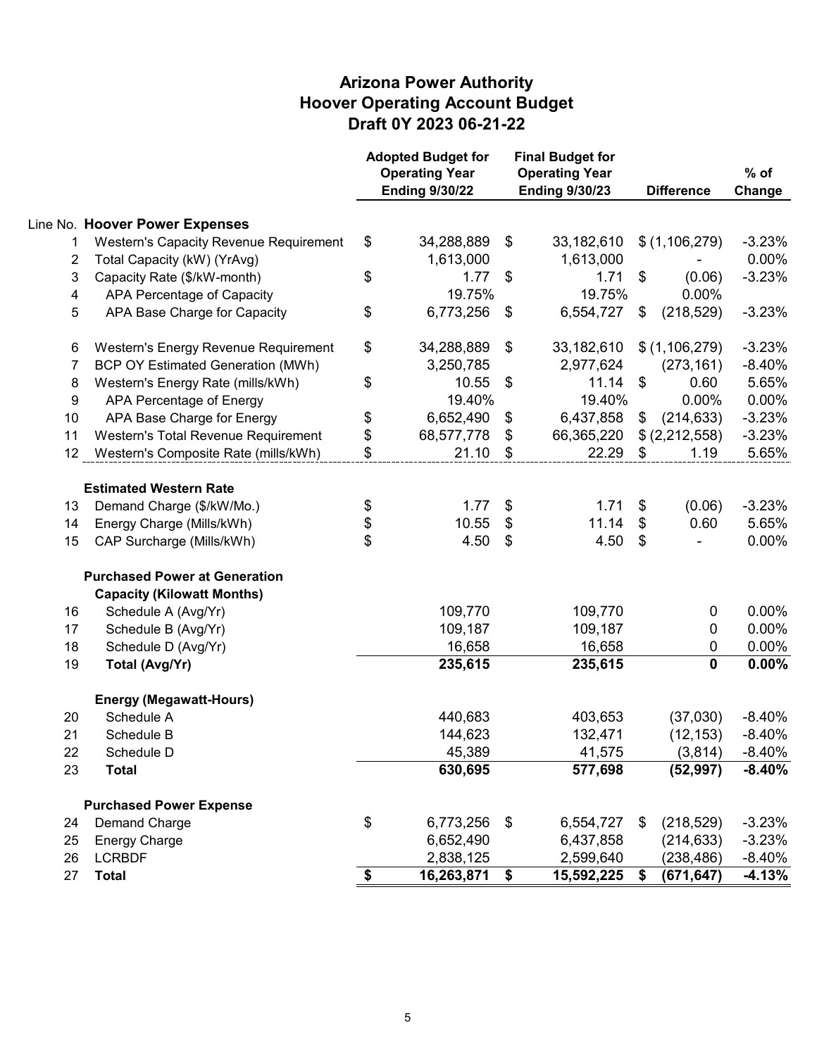# Arizona Power Authority
## Hoover Operating Account Budget
### Draft 0Y 2023 06-21-22

| Line No. | | Adopted Budget for Operating Year Ending 9/30/22 | Final Budget for Operating Year Ending 9/30/23 | Difference | % of Change |
|---|---|---|---|---|---|
| | **Hoover Power Expenses** | | | | |
| 1 | Western's Capacity Revenue Requirement | $ 34,288,889 | $ 33,182,610 | $ (1,106,279) | -3.23% |
| 2 | Total Capacity (kW) (YrAvg) | 1,613,000 | 1,613,000 | - | 0.00% |
| 3 | Capacity Rate ($/kW-month) | $ 1.77 | $ 1.71 | $ (0.06) | -3.23% |
| 4 | APA Percentage of Capacity | 19.75% | 19.75% | 0.00% | |
| 5 | APA Base Charge for Capacity | $ 6,773,256 | $ 6,554,727 | $ (218,529) | -3.23% |
| 6 | Western's Energy Revenue Requirement | $ 34,288,889 | $ 33,182,610 | $ (1,106,279) | -3.23% |
| 7 | BCP OY Estimated Generation (MWh) | 3,250,785 | 2,977,624 | (273,161) | -8.40% |
| 8 | Western's Energy Rate (mills/kWh) | $ 10.55 | $ 11.14 | $ 0.60 | 5.65% |
| 9 | APA Percentage of Energy | 19.40% | 19.40% | 0.00% | 0.00% |
| 10 | APA Base Charge for Energy | $ 6,652,490 | $ 6,437,858 | $ (214,633) | -3.23% |
| 11 | Western's Total Revenue Requirement | $ 68,577,778 | $ 66,365,220 | $ (2,212,558) | -3.23% |
| 12 | Western's Composite Rate (mills/kWh) | $ 21.10 | $ 22.29 | $ 1.19 | 5.65% |
| | **Estimated Western Rate** | | | | |
| 13 | Demand Charge ($/kW/Mo.) | $ 1.77 | $ 1.71 | $ (0.06) | -3.23% |
| 14 | Energy Charge (Mills/kWh) | $ 10.55 | $ 11.14 | $ 0.60 | 5.65% |
| 15 | CAP Surcharge (Mills/kWh) | $ 4.50 | $ 4.50 | $ - | 0.00% |
| | **Purchased Power at Generation** | | | | |
| | **Capacity (Kilowatt Months)** | | | | |
| 16 | Schedule A (Avg/Yr) | 109,770 | 109,770 | 0 | 0.00% |
| 17 | Schedule B (Avg/Yr) | 109,187 | 109,187 | 0 | 0.00% |
| 18 | Schedule D (Avg/Yr) | 16,658 | 16,658 | 0 | 0.00% |
| 19 | **Total (Avg/Yr)** | **235,615** | **235,615** | **0** | **0.00%** |
| | **Energy (Megawatt-Hours)** | | | | |
| 20 | Schedule A | 440,683 | 403,653 | (37,030) | -8.40% |
| 21 | Schedule B | 144,623 | 132,471 | (12,153) | -8.40% |
| 22 | Schedule D | 45,389 | 41,575 | (3,814) | -8.40% |
| 23 | **Total** | **630,695** | **577,698** | **(52,997)** | **-8.40%** |
| | **Purchased Power Expense** | | | | |
| 24 | Demand Charge | $ 6,773,256 | $ 6,554,727 | $ (218,529) | -3.23% |
| 25 | Energy Charge | 6,652,490 | 6,437,858 | (214,633) | -3.23% |
| 26 | LCRBDF | 2,838,125 | 2,599,640 | (238,486) | -8.40% |
| 27 | **Total** | **$ 16,263,871** | **$ 15,592,225** | **$ (671,647)** | **-4.13%** |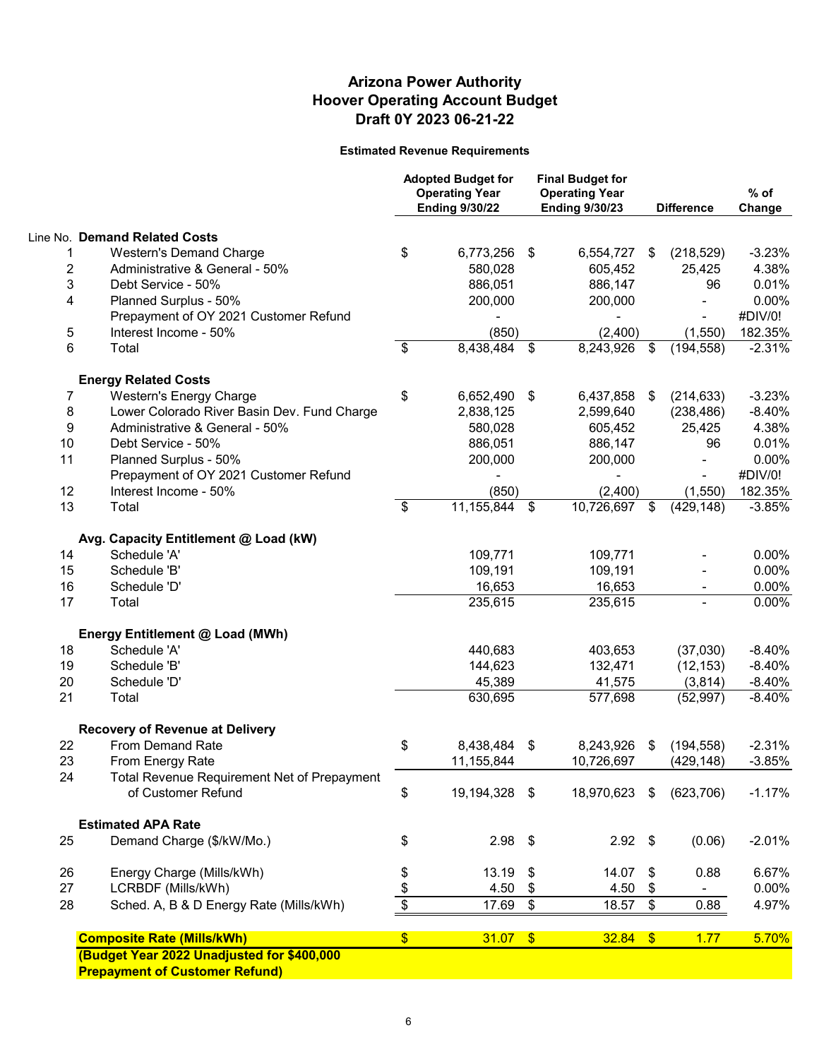# Arizona Power Authority
## Hoover Operating Account Budget
### Draft 0Y 2023 06-21-22

**Estimated Revenue Requirements**

| Line No. | | Adopted Budget for Operating Year Ending 9/30/22 | Final Budget for Operating Year Ending 9/30/23 | Difference | % of Change |
|---|---|---|---|---|---|
| | **Demand Related Costs** | | | | |
| 1 | Western's Demand Charge | $ 6,773,256 | $ 6,554,727 | $ (218,529) | -3.23% |
| 2 | Administrative & General - 50% | 580,028 | 605,452 | 25,425 | 4.38% |
| 3 | Debt Service - 50% | 886,051 | 886,147 | 96 | 0.01% |
| 4 | Planned Surplus - 50% | 200,000 | 200,000 | - | 0.00% |
| | Prepayment of OY 2021 Customer Refund | - | - | - | #DIV/0! |
| 5 | Interest Income - 50% | (850) | (2,400) | (1,550) | 182.35% |
| 6 | Total | $ 8,438,484 | $ 8,243,926 | $ (194,558) | -2.31% |
| | **Energy Related Costs** | | | | |
| 7 | Western's Energy Charge | $ 6,652,490 | $ 6,437,858 | $ (214,633) | -3.23% |
| 8 | Lower Colorado River Basin Dev. Fund Charge | 2,838,125 | 2,599,640 | (238,486) | -8.40% |
| 9 | Administrative & General - 50% | 580,028 | 605,452 | 25,425 | 4.38% |
| 10 | Debt Service - 50% | 886,051 | 886,147 | 96 | 0.01% |
| 11 | Planned Surplus - 50% | 200,000 | 200,000 | - | 0.00% |
| | Prepayment of OY 2021 Customer Refund | - | - | - | #DIV/0! |
| 12 | Interest Income - 50% | (850) | (2,400) | (1,550) | 182.35% |
| 13 | Total | $ 11,155,844 | $ 10,726,697 | $ (429,148) | -3.85% |
| | **Avg. Capacity Entitlement @ Load (kW)** | | | | |
| 14 | Schedule 'A' | 109,771 | 109,771 | - | 0.00% |
| 15 | Schedule 'B' | 109,191 | 109,191 | - | 0.00% |
| 16 | Schedule 'D' | 16,653 | 16,653 | - | 0.00% |
| 17 | Total | 235,615 | 235,615 | - | 0.00% |
| | **Energy Entitlement @ Load (MWh)** | | | | |
| 18 | Schedule 'A' | 440,683 | 403,653 | (37,030) | -8.40% |
| 19 | Schedule 'B' | 144,623 | 132,471 | (12,153) | -8.40% |
| 20 | Schedule 'D' | 45,389 | 41,575 | (3,814) | -8.40% |
| 21 | Total | 630,695 | 577,698 | (52,997) | -8.40% |
| | **Recovery of Revenue at Delivery** | | | | |
| 22 | From Demand Rate | $ 8,438,484 | $ 8,243,926 | $ (194,558) | -2.31% |
| 23 | From Energy Rate | 11,155,844 | 10,726,697 | (429,148) | -3.85% |
| 24 | Total Revenue Requirement Net of Prepayment of Customer Refund | $ 19,194,328 | $ 18,970,623 | $ (623,706) | -1.17% |
| | **Estimated APA Rate** | | | | |
| 25 | Demand Charge ($/kW/Mo.) | $ 2.98 | $ 2.92 | $ (0.06) | -2.01% |
| 26 | Energy Charge (Mills/kWh) | $ 13.19 | $ 14.07 | $ 0.88 | 6.67% |
| 27 | LCRBDF (Mills/kWh) | $ 4.50 | $ 4.50 | $ - | 0.00% |
| 28 | Sched. A, B & D Energy Rate (Mills/kWh) | $ 17.69 | $ 18.57 | $ 0.88 | 4.97% |
| | **Composite Rate (Mills/kWh)** | **$ 31.07** | **$ 32.84** | **$ 1.77** | **5.70%** |

**(Budget Year 2022 Unadjusted for $400,000 Prepayment of Customer Refund)**